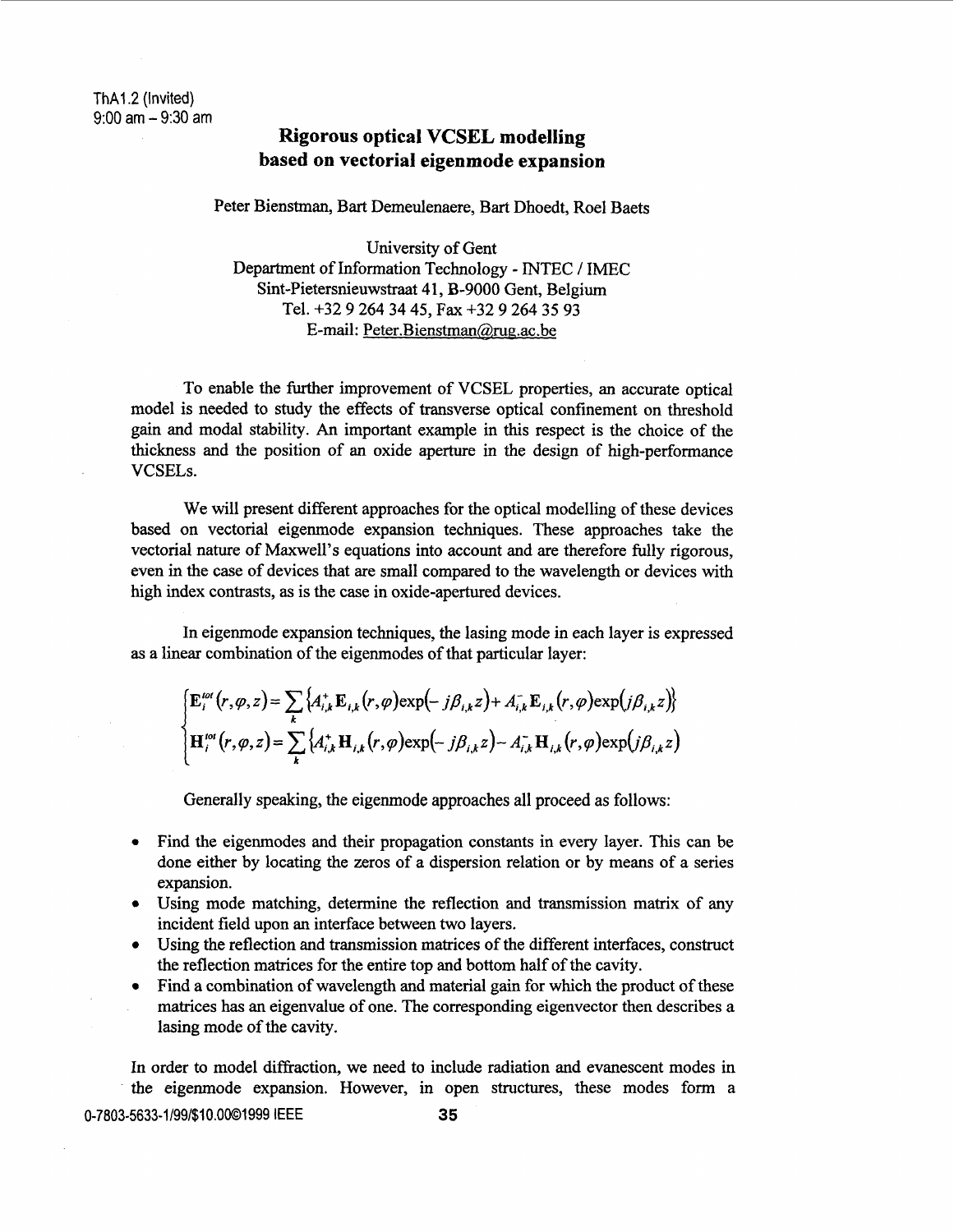ThA1.2 (Invited)
9:00 am – 9:30 am

# Rigorous optical VCSEL modelling based on vectorial eigenmode expansion

Peter Bienstman, Bart Demeulenaere, Bart Dhoedt, Roel Baets

University of Gent
Department of Information Technology - INTEC / IMEC
Sint-Pietersnieuwstraat 41, B-9000 Gent, Belgium
Tel. +32 9 264 34 45, Fax +32 9 264 35 93
E-mail: Peter.Bienstman@rug.ac.be

To enable the further improvement of VCSEL properties, an accurate optical model is needed to study the effects of transverse optical confinement on threshold gain and modal stability. An important example in this respect is the choice of the thickness and the position of an oxide aperture in the design of high-performance VCSELs.

We will present different approaches for the optical modelling of these devices based on vectorial eigenmode expansion techniques. These approaches take the vectorial nature of Maxwell's equations into account and are therefore fully rigorous, even in the case of devices that are small compared to the wavelength or devices with high index contrasts, as is the case in oxide-apertured devices.

In eigenmode expansion techniques, the lasing mode in each layer is expressed as a linear combination of the eigenmodes of that particular layer:

$$\begin{cases} \mathbf{E}_i^{tot}(r,\varphi,z) = \sum_k \left\{ A_{i,k}^{+} \mathbf{E}_{i,k}(r,\varphi)\exp(-j\beta_{i,k}z) + A_{i,k}^{-} \mathbf{E}_{i,k}(r,\varphi)\exp(j\beta_{i,k}z) \right\} \\ \mathbf{H}_i^{tot}(r,\varphi,z) = \sum_k \left\{ A_{i,k}^{+} \mathbf{H}_{i,k}(r,\varphi)\exp(-j\beta_{i,k}z) - A_{i,k}^{-} \mathbf{H}_{i,k}(r,\varphi)\exp(j\beta_{i,k}z) \right\} \end{cases}$$

Generally speaking, the eigenmode approaches all proceed as follows:

- Find the eigenmodes and their propagation constants in every layer. This can be done either by locating the zeros of a dispersion relation or by means of a series expansion.
- Using mode matching, determine the reflection and transmission matrix of any incident field upon an interface between two layers.
- Using the reflection and transmission matrices of the different interfaces, construct the reflection matrices for the entire top and bottom half of the cavity.
- Find a combination of wavelength and material gain for which the product of these matrices has an eigenvalue of one. The corresponding eigenvector then describes a lasing mode of the cavity.

In order to model diffraction, we need to include radiation and evanescent modes in the eigenmode expansion. However, in open structures, these modes form a

0-7803-5633-1/99/$10.00©1999 IEEE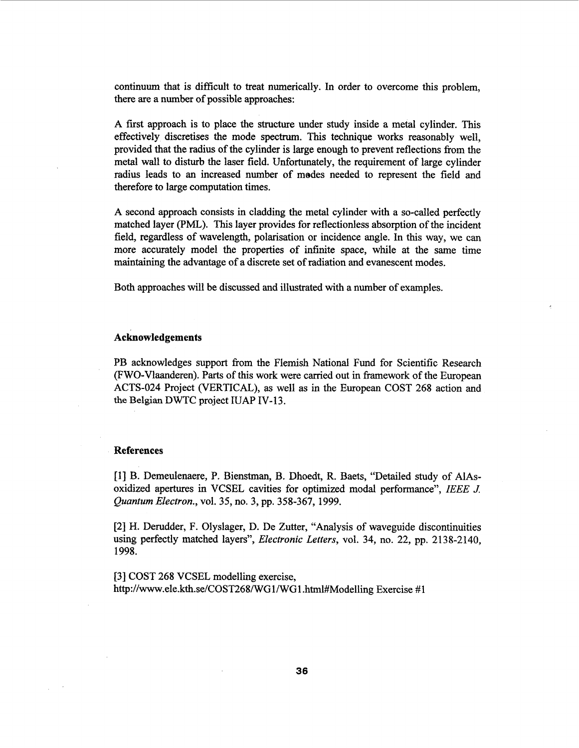continuum that is difficult to treat numerically. In order to overcome this problem, there are a number of possible approaches:

A first approach is to place the structure under study inside a metal cylinder. This effectively discretises the mode spectrum. This technique works reasonably well, provided that the radius of the cylinder is large enough to prevent reflections from the metal wall to disturb the laser field. Unfortunately, the requirement of large cylinder radius leads to an increased number of modes needed to represent the field and therefore to large computation times.

A second approach consists in cladding the metal cylinder with a so-called perfectly matched layer (PML). This layer provides for reflectionless absorption of the incident field, regardless of wavelength, polarisation or incidence angle. In this way, we can more accurately model the properties of infinite space, while at the same time maintaining the advantage of a discrete set of radiation and evanescent modes.

Both approaches will be discussed and illustrated with a number of examples.

### Acknowledgements

PB acknowledges support from the Flemish National Fund for Scientific Research (FWO-Vlaanderen). Parts of this work were carried out in framework of the European ACTS-024 Project (VERTICAL), as well as in the European COST 268 action and the Belgian DWTC project IUAP IV-13.

### References

[1] B. Demeulenaere, P. Bienstman, B. Dhoedt, R. Baets, "Detailed study of AlAs-oxidized apertures in VCSEL cavities for optimized modal performance", *IEEE J. Quantum Electron.*, vol. 35, no. 3, pp. 358-367, 1999.

[2] H. Derudder, F. Olyslager, D. De Zutter, "Analysis of waveguide discontinuities using perfectly matched layers", *Electronic Letters*, vol. 34, no. 22, pp. 2138-2140, 1998.

[3] COST 268 VCSEL modelling exercise, http://www.ele.kth.se/COST268/WG1/WG1.html#Modelling Exercise #1